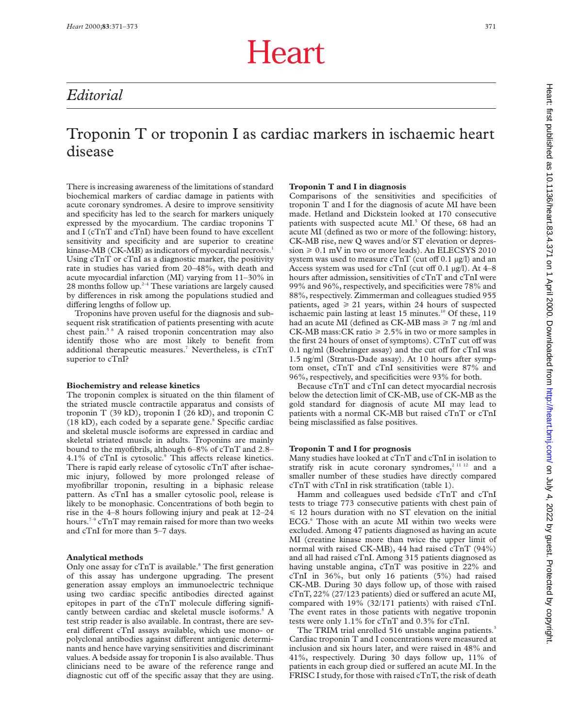# Heart

## Editorial

# Troponin T or troponin I as cardiac markers in ischaemic heart disease

There is increasing awareness of the limitations of standard biochemical markers of cardiac damage in patients with acute coronary syndromes. A desire to improve sensitivity and specificity has led to the search for markers uniquely expressed by the myocardium. The cardiac troponins T and I (cTnT and cTnI) have been found to have excellent sensitivity and specificity and are superior to creatine kinase-MB (CK-MB) as indicators of myocardial necrosis.[1] Using cTnT or cTnI as a diagnostic marker, the positivity rate in studies has varied from 20–48%, with death and acute myocardial infarction (MI) varying from 11–30% in 28 months follow up.[2–4] These variations are largely caused by differences in risk among the populations studied and differing lengths of follow up.

Troponins have proven useful for the diagnosis and subsequent risk stratification of patients presenting with acute chest pain.[5 6] A raised troponin concentration may also identify those who are most likely to benefit from additional therapeutic measures.[7] Nevertheless, is cTnT superior to cTnI?

### Biochemistry and release kinetics

The troponin complex is situated on the thin filament of the striated muscle contractile apparatus and consists of troponin T (39 kD), troponin I (26 kD), and troponin C (18 kD), each coded by a separate gene.[8] Specific cardiac and skeletal muscle isoforms are expressed in cardiac and skeletal striated muscle in adults. Troponins are mainly bound to the myofibrils, although 6–8% of cTnT and 2.8–4.1% of cTnI is cytosolic.[9] This affects release kinetics. There is rapid early release of cytosolic cTnT after ischaemic injury, followed by more prolonged release of myofibrillar troponin, resulting in a biphasic release pattern. As cTnI has a smaller cytosolic pool, release is likely to be monophasic. Concentrations of both begin to rise in the 4–8 hours following injury and peak at 12–24 hours.[7–9] cTnT may remain raised for more than two weeks and cTnI for more than 5–7 days.

### Analytical methods

Only one assay for cTnT is available.[8] The first generation of this assay has undergone upgrading. The present generation assay employs an immunoelectric technique using two cardiac specific antibodies directed against epitopes in part of the cTnT molecule differing significantly between cardiac and skeletal muscle isoforms.[8] A test strip reader is also available. In contrast, there are several different cTnI assays available, which use mono- or polyclonal antibodies against different antigenic determinants and hence have varying sensitivities and discriminant values. A bedside assay for troponin I is also available. Thus clinicians need to be aware of the reference range and diagnostic cut off of the specific assay that they are using.

### Troponin T and I in diagnosis

Comparisons of the sensitivities and specificities of troponin T and I for the diagnosis of acute MI have been made. Hetland and Dickstein looked at 170 consecutive patients with suspected acute MI.[5] Of these, 68 had an acute MI (defined as two or more of the following: history, CK-MB rise, new Q waves and/or ST elevation or depression ⩾ 0.1 mV in two or more leads). An ELECSYS 2010 system was used to measure cTnT (cut off 0.1 μg/l) and an Access system was used for cTnI (cut off 0.1 μg/l). At 4–8 hours after admission, sensitivities of cTnT and cTnI were 99% and 96%, respectively, and specificities were 78% and 88%, respectively. Zimmerman and colleagues studied 955 patients, aged ⩾ 21 years, within 24 hours of suspected ischaemic pain lasting at least 15 minutes.[10] Of these, 119 had an acute MI (defined as CK-MB mass ⩾ 7 ng /ml and CK-MB mass:CK ratio ⩾ 2.5% in two or more samples in the first 24 hours of onset of symptoms). CTnT cut off was 0.1 ng/ml (Boehringer assay) and the cut off for cTnI was 1.5 ng/ml (Stratus-Dade assay). At 10 hours after symptom onset, cTnT and cTnI sensitivities were 87% and 96%, respectively, and specificities were 93% for both.

Because cTnT and cTnI can detect myocardial necrosis below the detection limit of CK-MB, use of CK-MB as the gold standard for diagnosis of acute MI may lead to patients with a normal CK-MB but raised cTnT or cTnI being misclassified as false positives.

### Troponin T and I for prognosis

Many studies have looked at cTnT and cTnI in isolation to stratify risk in acute coronary syndromes,[2 11 12] and a smaller number of these studies have directly compared cTnT with cTnI in risk stratification (table 1).

Hamm and colleagues used bedside cTnT and cTnI tests to triage 773 consecutive patients with chest pain of ⩽ 12 hours duration with no ST elevation on the initial ECG.[6] Those with an acute MI within two weeks were excluded. Among 47 patients diagnosed as having an acute MI (creatine kinase more than twice the upper limit of normal with raised CK-MB), 44 had raised cTnT (94%) and all had raised cTnI. Among 315 patients diagnosed as having unstable angina, cTnT was positive in 22% and cTnI in 36%, but only 16 patients (5%) had raised CK-MB. During 30 days follow up, of those with raised cTnT, 22% (27/123 patients) died or suffered an acute MI, compared with 19% (32/171 patients) with raised cTnI. The event rates in those patients with negative troponin tests were only 1.1% for cTnT and 0.3% for cTnI.

The TRIM trial enrolled 516 unstable angina patients.[3] Cardiac troponin T and I concentrations were measured at inclusion and six hours later, and were raised in 48% and 41%, respectively. During 30 days follow up, 11% of patients in each group died or suffered an acute MI. In the FRISC I study, for those with raised cTnT, the risk of death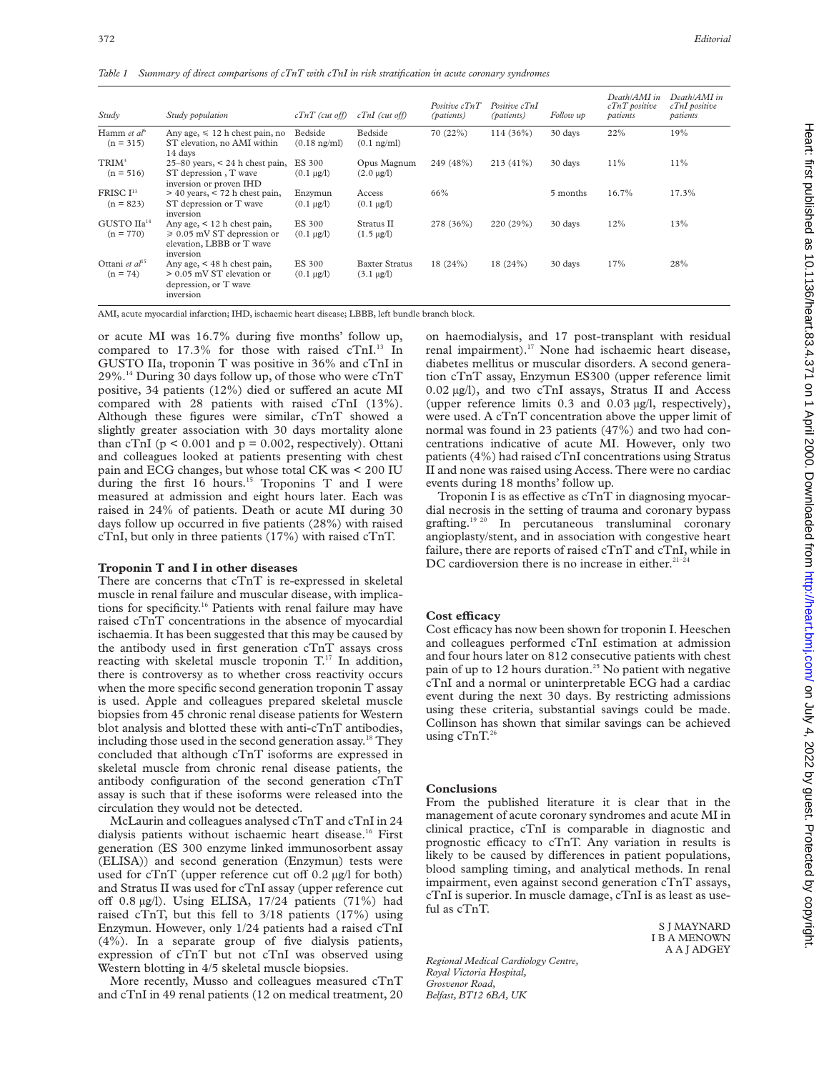*Table 1 Summary of direct comparisons of cTnT with cTnI in risk stratification in acute coronary syndromes*

| Study | Study population | cTnT (cut off) | cTnI (cut off) | Positive cTnT (patients) | Positive cTnI (patients) | Follow up | Death/AMI in cTnT positive patients | Death/AMI in cTnI positive patients |
|---|---|---|---|---|---|---|---|---|
| Hamm *et al*[6] (n = 315) | Any age, ≤ 12 h chest pain, no ST elevation, no AMI within 14 days | Bedside (0.18 ng/ml) | Bedside (0.1 ng/ml) | 70 (22%) | 114 (36%) | 30 days | 22% | 19% |
| TRIM[3] (n = 516) | 25–80 years, < 24 h chest pain, ST depression , T wave inversion or proven IHD | ES 300 (0.1 µg/l) | Opus Magnum (2.0 µg/l) | 249 (48%) | 213 (41%) | 30 days | 11% | 11% |
| FRISC I[13] (n = 823) | > 40 years, < 72 h chest pain, ST depression or T wave inversion | Enzymun (0.1 µg/l) | Access (0.1 µg/l) | 66% | | 5 months | 16.7% | 17.3% |
| GUSTO IIa[14] (n = 770) | Any age, < 12 h chest pain, ≥ 0.05 mV ST depression or elevation, LBBB or T wave inversion | ES 300 (0.1 µg/l) | Stratus II (1.5 µg/l) | 278 (36%) | 220 (29%) | 30 days | 12% | 13% |
| Ottani *et al*[15] (n = 74) | Any age, < 48 h chest pain, > 0.05 mV ST elevation or depression, or T wave inversion | ES 300 (0.1 µg/l) | Baxter Stratus (3.1 µg/l) | 18 (24%) | 18 (24%) | 30 days | 17% | 28% |

AMI, acute myocardial infarction; IHD, ischaemic heart disease; LBBB, left bundle branch block.

or acute MI was 16.7% during five months' follow up, compared to 17.3% for those with raised cTnI.[13] In GUSTO IIa, troponin T was positive in 36% and cTnI in 29%.[14] During 30 days follow up, of those who were cTnT positive, 34 patients (12%) died or suffered an acute MI compared with 28 patients with raised cTnI (13%). Although these figures were similar, cTnT showed a slightly greater association with 30 days mortality alone than cTnI ($p < 0.001$ and $p = 0.002$, respectively). Ottani and colleagues looked at patients presenting with chest pain and ECG changes, but whose total CK was < 200 IU during the first 16 hours.[15] Troponins T and I were measured at admission and eight hours later. Each was raised in 24% of patients. Death or acute MI during 30 days follow up occurred in five patients (28%) with raised cTnI, but only in three patients (17%) with raised cTnT.

## Troponin T and I in other diseases

There are concerns that cTnT is re-expressed in skeletal muscle in renal failure and muscular disease, with implications for specificity.[16] Patients with renal failure may have raised cTnT concentrations in the absence of myocardial ischaemia. It has been suggested that this may be caused by the antibody used in first generation cTnT assays cross reacting with skeletal muscle troponin T.[17] In addition, there is controversy as to whether cross reactivity occurs when the more specific second generation troponin T assay is used. Apple and colleagues prepared skeletal muscle biopsies from 45 chronic renal disease patients for Western blot analysis and blotted these with anti-cTnT antibodies, including those used in the second generation assay.[18] They concluded that although cTnT isoforms are expressed in skeletal muscle from chronic renal disease patients, the antibody configuration of the second generation cTnT assay is such that if these isoforms were released into the circulation they would not be detected.

McLaurin and colleagues analysed cTnT and cTnI in 24 dialysis patients without ischaemic heart disease.[16] First generation (ES 300 enzyme linked immunosorbent assay (ELISA)) and second generation (Enzymun) tests were used for cTnT (upper reference cut off 0.2 µg/l for both) and Stratus II was used for cTnI assay (upper reference cut off 0.8 µg/l). Using ELISA, 17/24 patients (71%) had raised cTnT, but this fell to 3/18 patients (17%) using Enzymun. However, only 1/24 patients had a raised cTnI (4%). In a separate group of five dialysis patients, expression of cTnT but not cTnI was observed using Western blotting in 4/5 skeletal muscle biopsies.

More recently, Musso and colleagues measured cTnT and cTnI in 49 renal patients (12 on medical treatment, 20 on haemodialysis, and 17 post-transplant with residual renal impairment).[17] None had ischaemic heart disease, diabetes mellitus or muscular disorders. A second generation cTnT assay, Enzymun ES300 (upper reference limit 0.02 µg/l), and two cTnI assays, Stratus II and Access (upper reference limits 0.3 and 0.03 µg/l, respectively), were used. A cTnT concentration above the upper limit of normal was found in 23 patients (47%) and two had concentrations indicative of acute MI. However, only two patients (4%) had raised cTnI concentrations using Stratus II and none was raised using Access. There were no cardiac events during 18 months' follow up.

Troponin I is as effective as cTnT in diagnosing myocardial necrosis in the setting of trauma and coronary bypass grafting.[19 20] In percutaneous transluminal coronary angioplasty/stent, and in association with congestive heart failure, there are reports of raised cTnT and cTnI, while in DC cardioversion there is no increase in either.[21–24]

## Cost efficacy

Cost efficacy has now been shown for troponin I. Heeschen and colleagues performed cTnI estimation at admission and four hours later on 812 consecutive patients with chest pain of up to 12 hours duration.[25] No patient with negative cTnI and a normal or uninterpretable ECG had a cardiac event during the next 30 days. By restricting admissions using these criteria, substantial savings could be made. Collinson has shown that similar savings can be achieved using cTnT.[26]

## Conclusions

From the published literature it is clear that in the management of acute coronary syndromes and acute MI in clinical practice, cTnI is comparable in diagnostic and prognostic efficacy to cTnT. Any variation in results is likely to be caused by differences in patient populations, blood sampling timing, and analytical methods. In renal impairment, even against second generation cTnT assays, cTnI is superior. In muscle damage, cTnI is as least as useful as cTnT.

S J MAYNARD
I B A MENOWN
A A J ADGEY

*Regional Medical Cardiology Centre, Royal Victoria Hospital, Grosvenor Road, Belfast, BT12 6BA, UK*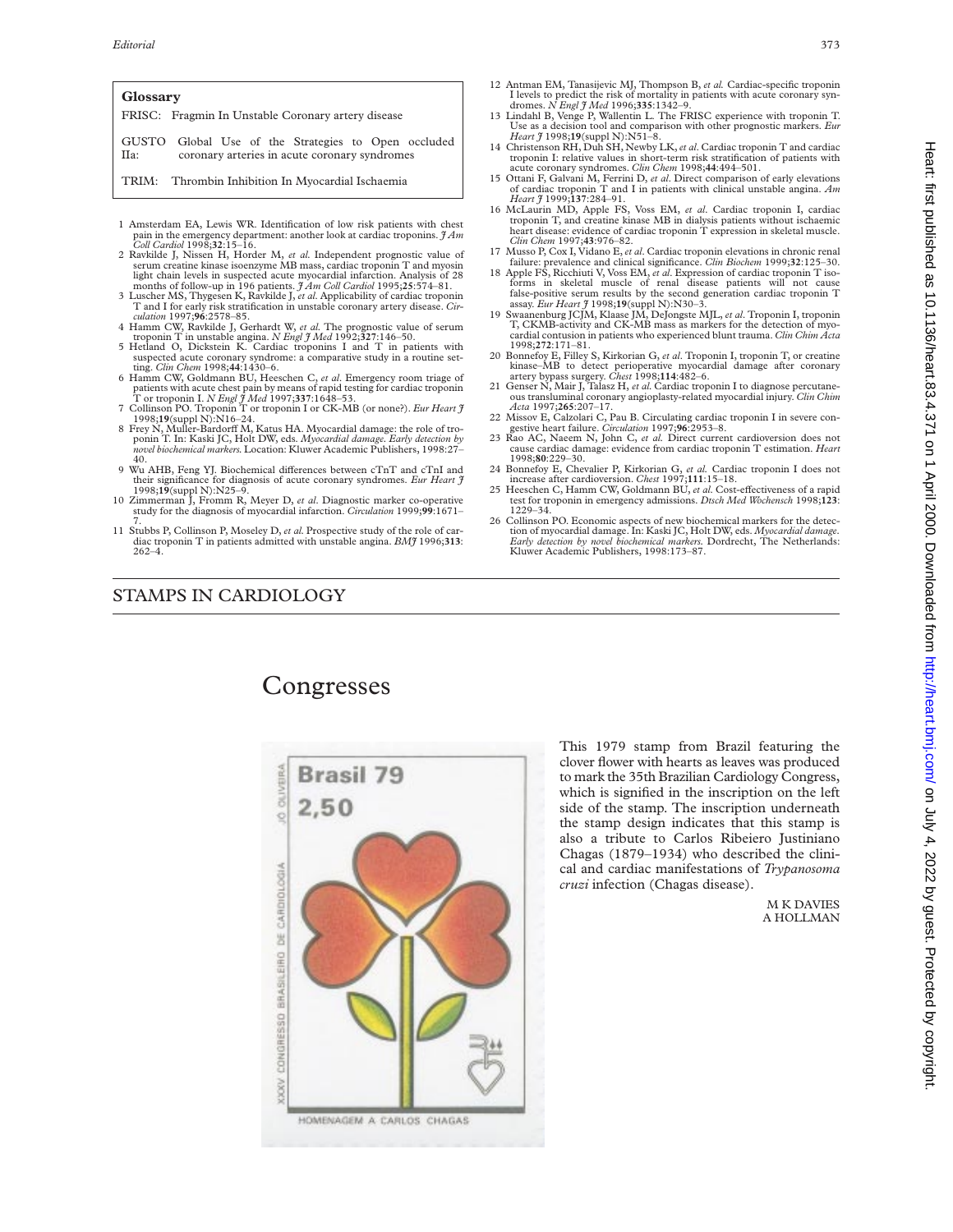## Glossary

FRISC: Fragmin In Unstable Coronary artery disease

GUSTO IIa: Global Use of the Strategies to Open occluded coronary arteries in acute coronary syndromes

TRIM: Thrombin Inhibition In Myocardial Ischaemia

1. Amsterdam EA, Lewis WR. Identification of low risk patients with chest pain in the emergency department: another look at cardiac troponins. *J Am Coll Cardiol* 1998;**32**:15–16.
2. Ravkilde J, Nissen H, Horder M, *et al.* Independent prognostic value of serum creatine kinase isoenzyme MB mass, cardiac troponin T and myosin light chain levels in suspected acute myocardial infarction. Analysis of 28 months of follow-up in 196 patients. *J Am Coll Cardiol* 1995;**25**:574–81.
3. Luscher MS, Thygesen K, Ravkilde J, *et al.* Applicability of cardiac troponin T and I for early risk stratification in unstable coronary artery disease. *Circulation* 1997;**96**:2578–85.
4. Hamm CW, Ravkilde J, Gerhardt W, *et al.* The prognostic value of serum troponin T in unstable angina. *N Engl J Med* 1992;**327**:146–50.
5. Hetland O, Dickstein K. Cardiac troponins I and T in patients with suspected acute coronary syndrome: a comparative study in a routine setting. *Clin Chem* 1998;**44**:1430–6.
6. Hamm CW, Goldmann BU, Heeschen C, *et al.* Emergency room triage of patients with acute chest pain by means of rapid testing for cardiac troponin T or troponin I. *N Engl J Med* 1997;**337**:1648–53.
7. Collinson PO. Troponin T or troponin I or CK-MB (or none?). *Eur Heart J* 1998;**19**(suppl N):N16–24.
8. Frey N, Muller-Bardorff M, Katus HA. Myocardial damage: the role of troponin T. In: Kaski JC, Holt DW, eds. *Myocardial damage. Early detection by novel biochemical markers.* Location: Kluwer Academic Publishers, 1998:27–40.
9. Wu AHB, Feng YJ. Biochemical differences between cTnT and cTnI and their significance for diagnosis of acute coronary syndromes. *Eur Heart J* 1998;**19**(suppl N):N25–9.
10. Zimmerman J, Fromm R, Meyer D, *et al.* Diagnostic marker co-operative study for the diagnosis of myocardial infarction. *Circulation* 1999;**99**:1671–7.
11. Stubbs P, Collinson P, Moseley D, *et al.* Prospective study of the role of cardiac troponin T in patients admitted with unstable angina. *BMJ* 1996;**313**:262–4.
12. Antman EM, Tanasijevic MJ, Thompson B, *et al.* Cardiac-specific troponin I levels to predict the risk of mortality in patients with acute coronary syndromes. *N Engl J Med* 1996;**335**:1342–9.
13. Lindahl B, Venge P, Wallentin L. The FRISC experience with troponin T. Use as a decision tool and comparison with other prognostic markers. *Eur Heart J* 1998;**19**(suppl N):N51–8.
14. Christenson RH, Duh SH, Newby LK, *et al.* Cardiac troponin T and cardiac troponin I: relative values in short-term risk stratification of patients with acute coronary syndromes. *Clin Chem* 1998;**44**:494–501.
15. Ottani F, Galvani M, Ferrini D, *et al.* Direct comparison of early elevations of cardiac troponin T and I in patients with clinical unstable angina. *Am Heart J* 1999;**137**:284–91.
16. McLaurin MD, Apple FS, Voss EM, *et al.* Cardiac troponin I, cardiac troponin T, and creatine kinase MB in dialysis patients without ischaemic heart disease: evidence of cardiac troponin T expression in skeletal muscle. *Clin Chem* 1997;**43**:976–82.
17. Musso P, Cox I, Vidano E, *et al.* Cardiac troponin elevations in chronic renal failure: prevalence and clinical significance. *Clin Biochem* 1999;**32**:125–30.
18. Apple FS, Ricchiuti V, Voss EM, *et al.* Expression of cardiac troponin T isoforms in skeletal muscle of renal disease patients will not cause false-positive serum results by the second generation cardiac troponin T assay. *Eur Heart J* 1998;**19**(suppl N):N30–3.
19. Swaanenburg JCJM, Klaase JM, DeJongste MJL, *et al.* Troponin I, troponin T, CKMB-activity and CK-MB mass as markers for the detection of myocardial contusion in patients who experienced blunt trauma. *Clin Chim Acta* 1998;**272**:171–81.
20. Bonnefoy E, Filley S, Kirkorian G, *et al.* Troponin I, troponin T, or creatine kinase–MB to detect perioperative myocardial damage after coronary artery bypass surgery. *Chest* 1998;**114**:482–6.
21. Genser N, Mair J, Talasz H, *et al.* Cardiac troponin I to diagnose percutaneous transluminal coronary angioplasty-related myocardial injury. *Clin Chim Acta* 1997;**265**:207–17.
22. Missov E, Calzolari C, Pau B. Circulating cardiac troponin I in severe congestive heart failure. *Circulation* 1997;**96**:2953–8.
23. Rao AC, Naeem N, John C, *et al.* Direct current cardioversion does not cause cardiac damage: evidence from cardiac troponin T estimation. *Heart* 1998;**80**:229–30.
24. Bonnefoy E, Chevalier P, Kirkorian G, *et al.* Cardiac troponin I does not increase after cardioversion. *Chest* 1997;**111**:15–18.
25. Heeschen C, Hamm CW, Goldmann BU, *et al.* Cost-effectiveness of a rapid test for troponin in emergency admissions. *Dtsch Med Wochensch* 1998;**123**:1229–34.
26. Collinson PO. Economic aspects of new biochemical markers for the detection of myocardial damage. In: Kaski JC, Holt DW, eds. *Myocardial damage. Early detection by novel biochemical markers.* Dordrecht, The Netherlands: Kluwer Academic Publishers, 1998:173–87.

# STAMPS IN CARDIOLOGY

## Congresses

This 1979 stamp from Brazil featuring the clover flower with hearts as leaves was produced to mark the 35th Brazilian Cardiology Congress, which is signified in the inscription on the left side of the stamp. The inscription underneath the stamp design indicates that this stamp is also a tribute to Carlos Ribeiero Justiniano Chagas (1879–1934) who described the clinical and cardiac manifestations of *Trypanosoma cruzi* infection (Chagas disease).

M K DAVIES
A HOLLMAN